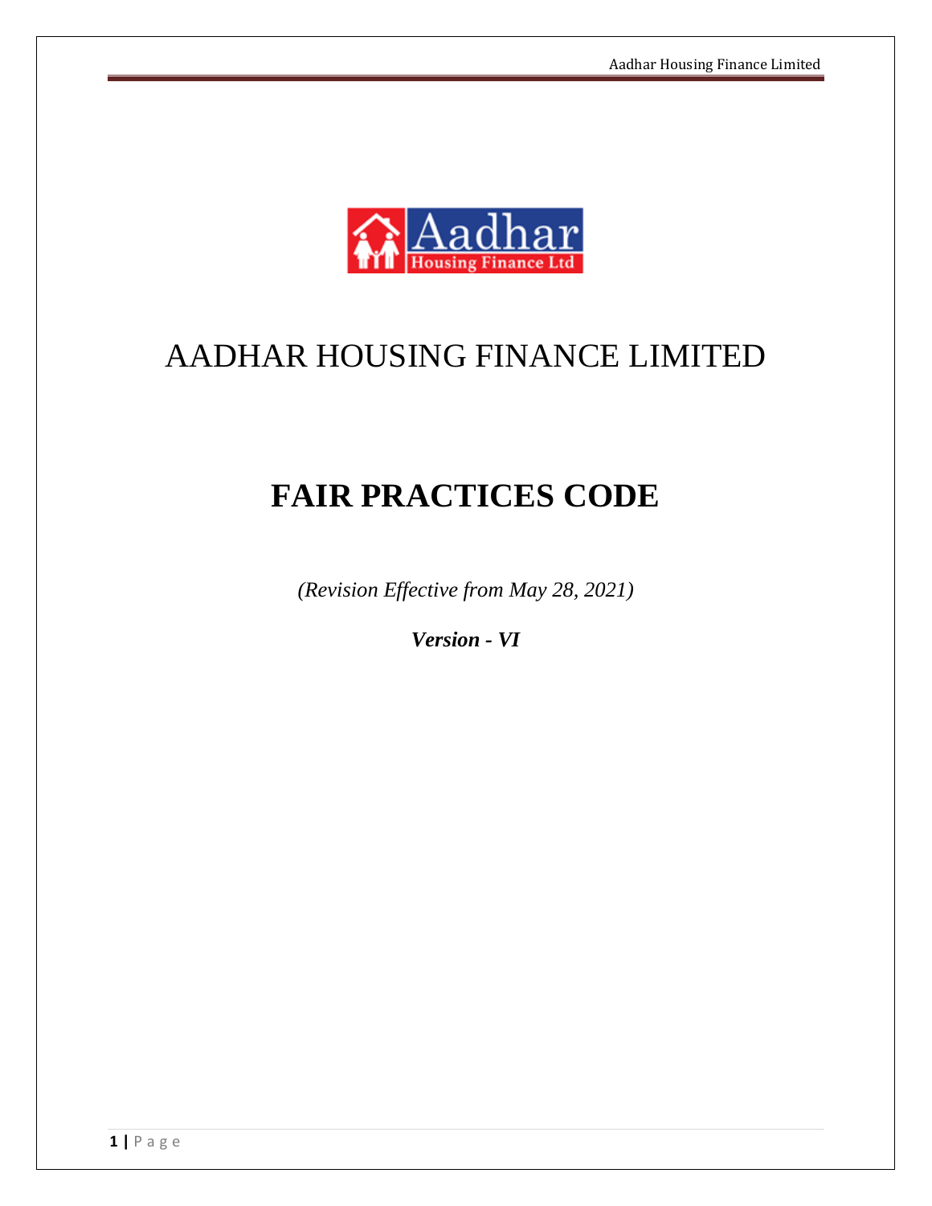# AADHAR HOUSING FINANCE LIMITED

# FAIR PRACTICES CODE

*(Revision Effective from May 28, 2021)*

***Version - VI***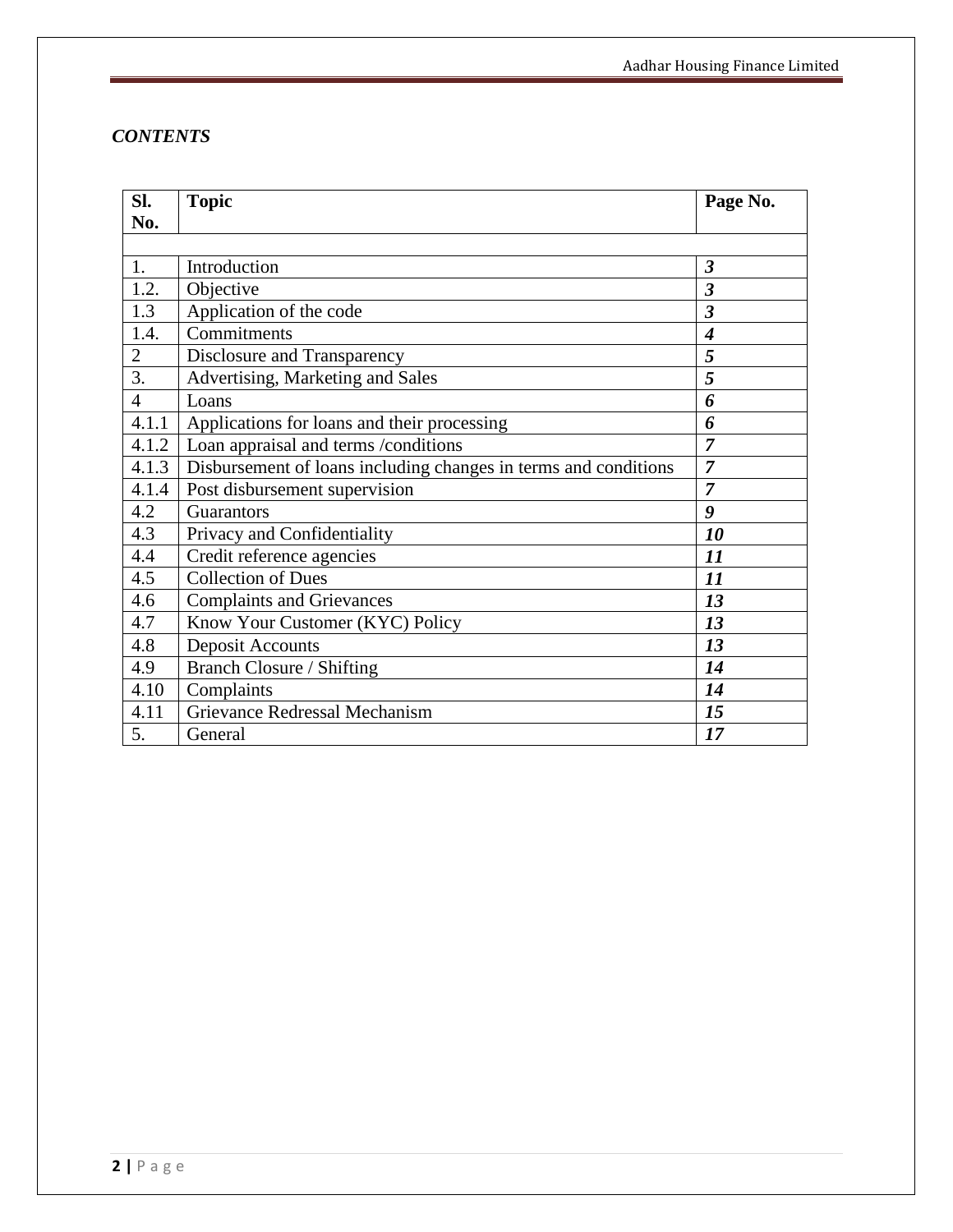*CONTENTS*

| Sl. No. | Topic | Page No. |
|---|---|---|
| | | |
| 1. | Introduction | ***3*** |
| 1.2. | Objective | ***3*** |
| 1.3 | Application of the code | ***3*** |
| 1.4. | Commitments | ***4*** |
| 2 | Disclosure and Transparency | ***5*** |
| 3. | Advertising, Marketing and Sales | ***5*** |
| 4 | Loans | ***6*** |
| 4.1.1 | Applications for loans and their processing | ***6*** |
| 4.1.2 | Loan appraisal and terms /conditions | ***7*** |
| 4.1.3 | Disbursement of loans including changes in terms and conditions | ***7*** |
| 4.1.4 | Post disbursement supervision | ***7*** |
| 4.2 | Guarantors | ***9*** |
| 4.3 | Privacy and Confidentiality | ***10*** |
| 4.4 | Credit reference agencies | ***11*** |
| 4.5 | Collection of Dues | ***11*** |
| 4.6 | Complaints and Grievances | ***13*** |
| 4.7 | Know Your Customer (KYC) Policy | ***13*** |
| 4.8 | Deposit Accounts | ***13*** |
| 4.9 | Branch Closure / Shifting | ***14*** |
| 4.10 | Complaints | ***14*** |
| 4.11 | Grievance Redressal Mechanism | ***15*** |
| 5. | General | ***17*** |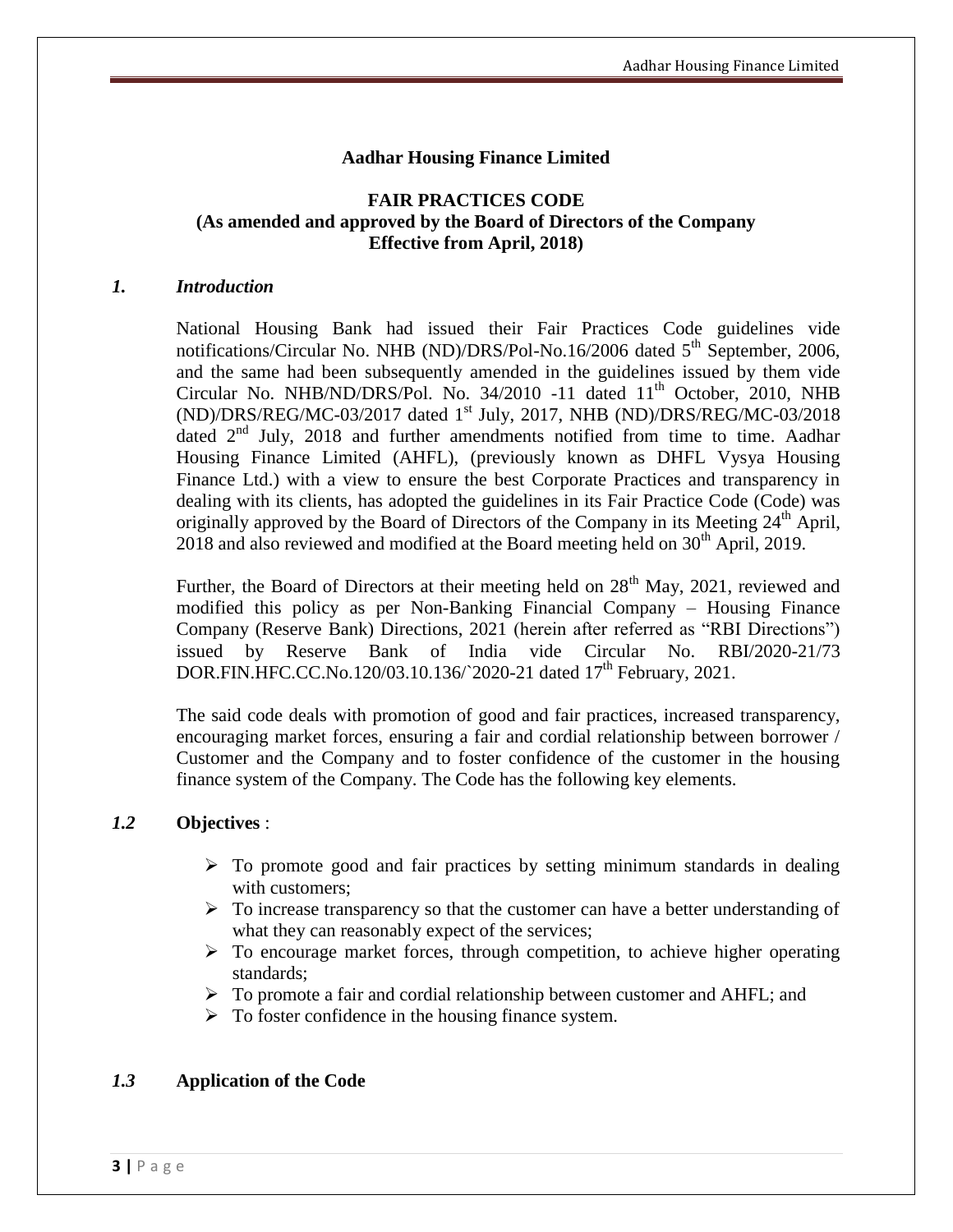# Aadhar Housing Finance Limited

## FAIR PRACTICES CODE
## (As amended and approved by the Board of Directors of the Company Effective from April, 2018)

### *1. Introduction*

National Housing Bank had issued their Fair Practices Code guidelines vide notifications/Circular No. NHB (ND)/DRS/Pol-No.16/2006 dated 5th September, 2006, and the same had been subsequently amended in the guidelines issued by them vide Circular No. NHB/ND/DRS/Pol. No. 34/2010 -11 dated 11th October, 2010, NHB (ND)/DRS/REG/MC-03/2017 dated 1st July, 2017, NHB (ND)/DRS/REG/MC-03/2018 dated 2nd July, 2018 and further amendments notified from time to time. Aadhar Housing Finance Limited (AHFL), (previously known as DHFL Vysya Housing Finance Ltd.) with a view to ensure the best Corporate Practices and transparency in dealing with its clients, has adopted the guidelines in its Fair Practice Code (Code) was originally approved by the Board of Directors of the Company in its Meeting 24th April, 2018 and also reviewed and modified at the Board meeting held on 30th April, 2019.

Further, the Board of Directors at their meeting held on 28th May, 2021, reviewed and modified this policy as per Non-Banking Financial Company – Housing Finance Company (Reserve Bank) Directions, 2021 (herein after referred as "RBI Directions") issued by Reserve Bank of India vide Circular No. RBI/2020-21/73 DOR.FIN.HFC.CC.No.120/03.10.136/`2020-21 dated 17th February, 2021.

The said code deals with promotion of good and fair practices, increased transparency, encouraging market forces, ensuring a fair and cordial relationship between borrower / Customer and the Company and to foster confidence of the customer in the housing finance system of the Company. The Code has the following key elements.

### *1.2* **Objectives** :

- To promote good and fair practices by setting minimum standards in dealing with customers;
- To increase transparency so that the customer can have a better understanding of what they can reasonably expect of the services;
- To encourage market forces, through competition, to achieve higher operating standards;
- To promote a fair and cordial relationship between customer and AHFL; and
- To foster confidence in the housing finance system.

### *1.3* **Application of the Code**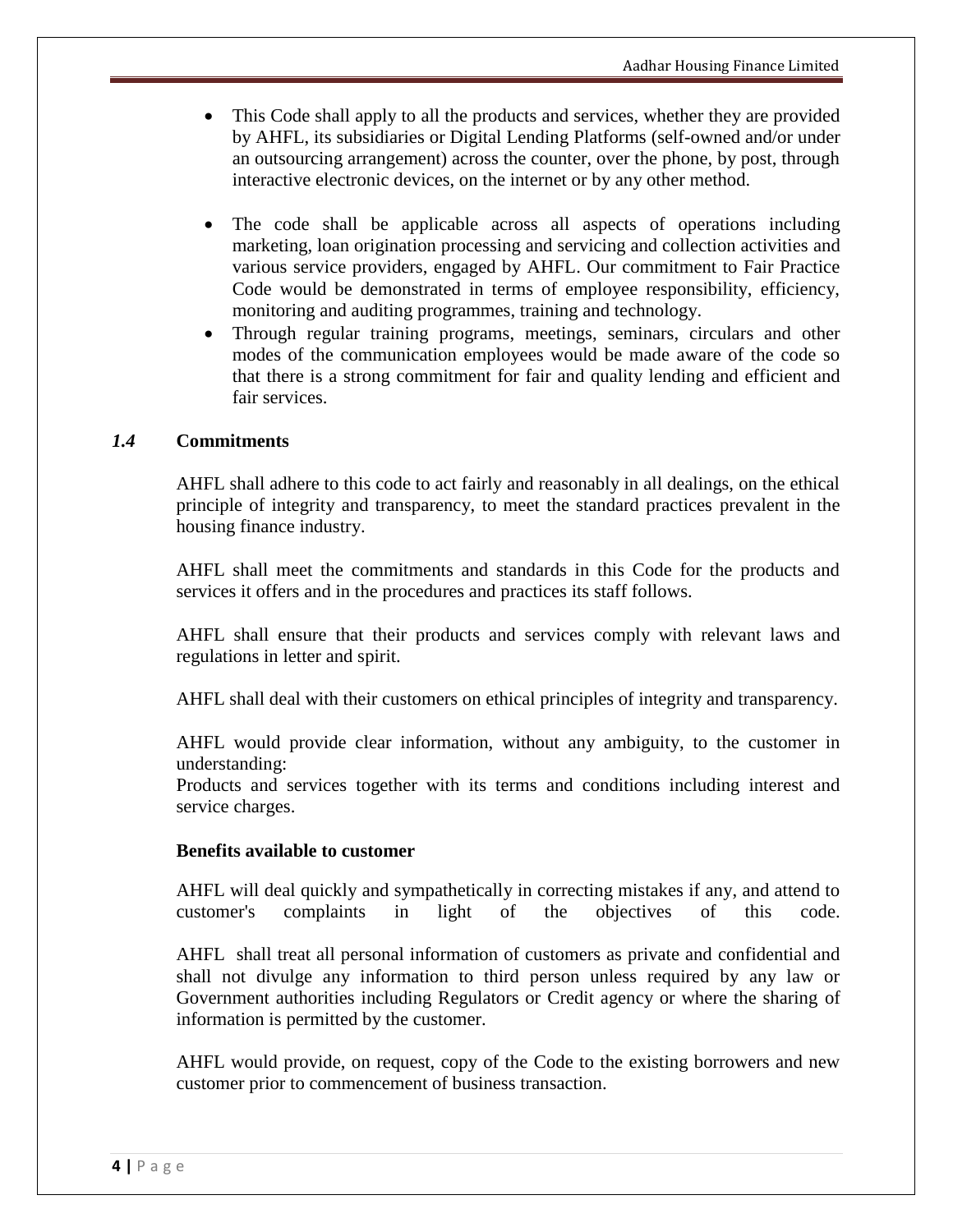- This Code shall apply to all the products and services, whether they are provided by AHFL, its subsidiaries or Digital Lending Platforms (self-owned and/or under an outsourcing arrangement) across the counter, over the phone, by post, through interactive electronic devices, on the internet or by any other method.

- The code shall be applicable across all aspects of operations including marketing, loan origination processing and servicing and collection activities and various service providers, engaged by AHFL. Our commitment to Fair Practice Code would be demonstrated in terms of employee responsibility, efficiency, monitoring and auditing programmes, training and technology.
- Through regular training programs, meetings, seminars, circulars and other modes of the communication employees would be made aware of the code so that there is a strong commitment for fair and quality lending and efficient and fair services.

## *1.4* Commitments

AHFL shall adhere to this code to act fairly and reasonably in all dealings, on the ethical principle of integrity and transparency, to meet the standard practices prevalent in the housing finance industry.

AHFL shall meet the commitments and standards in this Code for the products and services it offers and in the procedures and practices its staff follows.

AHFL shall ensure that their products and services comply with relevant laws and regulations in letter and spirit.

AHFL shall deal with their customers on ethical principles of integrity and transparency.

AHFL would provide clear information, without any ambiguity, to the customer in understanding:
Products and services together with its terms and conditions including interest and service charges.

**Benefits available to customer**

AHFL will deal quickly and sympathetically in correcting mistakes if any, and attend to customer's complaints in light of the objectives of this code.

AHFL shall treat all personal information of customers as private and confidential and shall not divulge any information to third person unless required by any law or Government authorities including Regulators or Credit agency or where the sharing of information is permitted by the customer.

AHFL would provide, on request, copy of the Code to the existing borrowers and new customer prior to commencement of business transaction.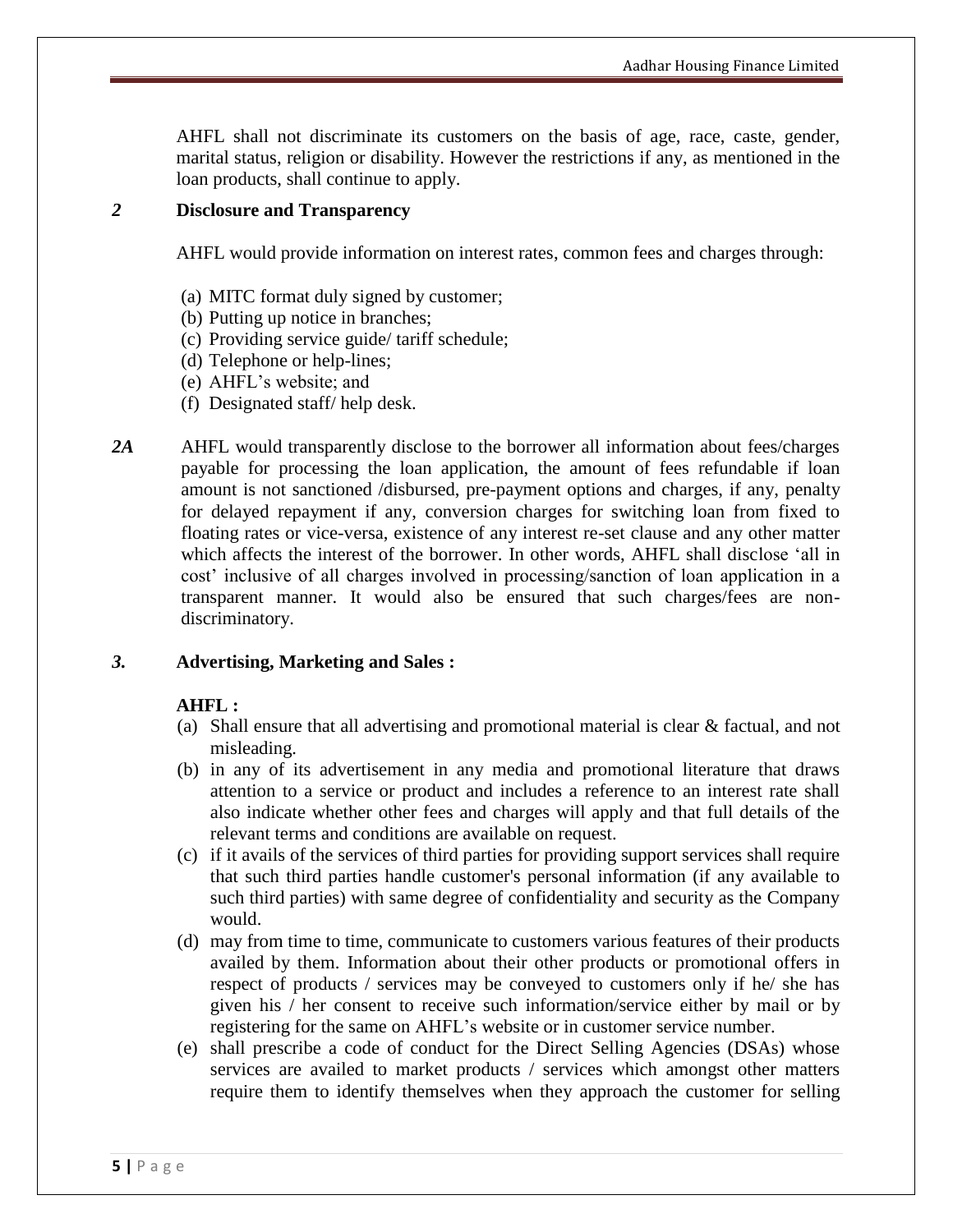AHFL shall not discriminate its customers on the basis of age, race, caste, gender, marital status, religion or disability. However the restrictions if any, as mentioned in the loan products, shall continue to apply.

## *2* Disclosure and Transparency

AHFL would provide information on interest rates, common fees and charges through:

(a) MITC format duly signed by customer;
(b) Putting up notice in branches;
(c) Providing service guide/ tariff schedule;
(d) Telephone or help-lines;
(e) AHFL's website; and
(f) Designated staff/ help desk.

***2A*** AHFL would transparently disclose to the borrower all information about fees/charges payable for processing the loan application, the amount of fees refundable if loan amount is not sanctioned /disbursed, pre-payment options and charges, if any, penalty for delayed repayment if any, conversion charges for switching loan from fixed to floating rates or vice-versa, existence of any interest re-set clause and any other matter which affects the interest of the borrower. In other words, AHFL shall disclose 'all in cost' inclusive of all charges involved in processing/sanction of loan application in a transparent manner. It would also be ensured that such charges/fees are non-discriminatory.

## *3.* Advertising, Marketing and Sales :

**AHFL :**

(a) Shall ensure that all advertising and promotional material is clear & factual, and not misleading.
(b) in any of its advertisement in any media and promotional literature that draws attention to a service or product and includes a reference to an interest rate shall also indicate whether other fees and charges will apply and that full details of the relevant terms and conditions are available on request.
(c) if it avails of the services of third parties for providing support services shall require that such third parties handle customer's personal information (if any available to such third parties) with same degree of confidentiality and security as the Company would.
(d) may from time to time, communicate to customers various features of their products availed by them. Information about their other products or promotional offers in respect of products / services may be conveyed to customers only if he/ she has given his / her consent to receive such information/service either by mail or by registering for the same on AHFL's website or in customer service number.
(e) shall prescribe a code of conduct for the Direct Selling Agencies (DSAs) whose services are availed to market products / services which amongst other matters require them to identify themselves when they approach the customer for selling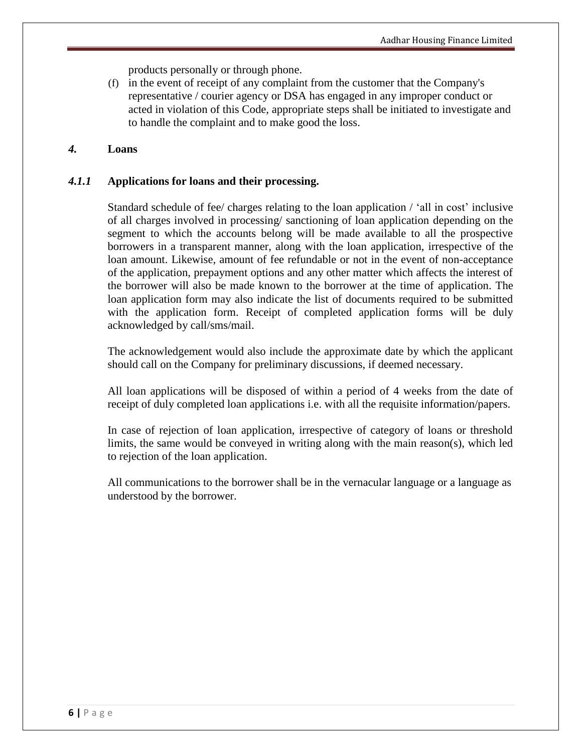products personally or through phone.

(f) in the event of receipt of any complaint from the customer that the Company's representative / courier agency or DSA has engaged in any improper conduct or acted in violation of this Code, appropriate steps shall be initiated to investigate and to handle the complaint and to make good the loss.

## *4.* Loans

### *4.1.1* Applications for loans and their processing.

Standard schedule of fee/ charges relating to the loan application / 'all in cost' inclusive of all charges involved in processing/ sanctioning of loan application depending on the segment to which the accounts belong will be made available to all the prospective borrowers in a transparent manner, along with the loan application, irrespective of the loan amount. Likewise, amount of fee refundable or not in the event of non-acceptance of the application, prepayment options and any other matter which affects the interest of the borrower will also be made known to the borrower at the time of application. The loan application form may also indicate the list of documents required to be submitted with the application form. Receipt of completed application forms will be duly acknowledged by call/sms/mail.

The acknowledgement would also include the approximate date by which the applicant should call on the Company for preliminary discussions, if deemed necessary.

All loan applications will be disposed of within a period of 4 weeks from the date of receipt of duly completed loan applications i.e. with all the requisite information/papers.

In case of rejection of loan application, irrespective of category of loans or threshold limits, the same would be conveyed in writing along with the main reason(s), which led to rejection of the loan application.

All communications to the borrower shall be in the vernacular language or a language as understood by the borrower.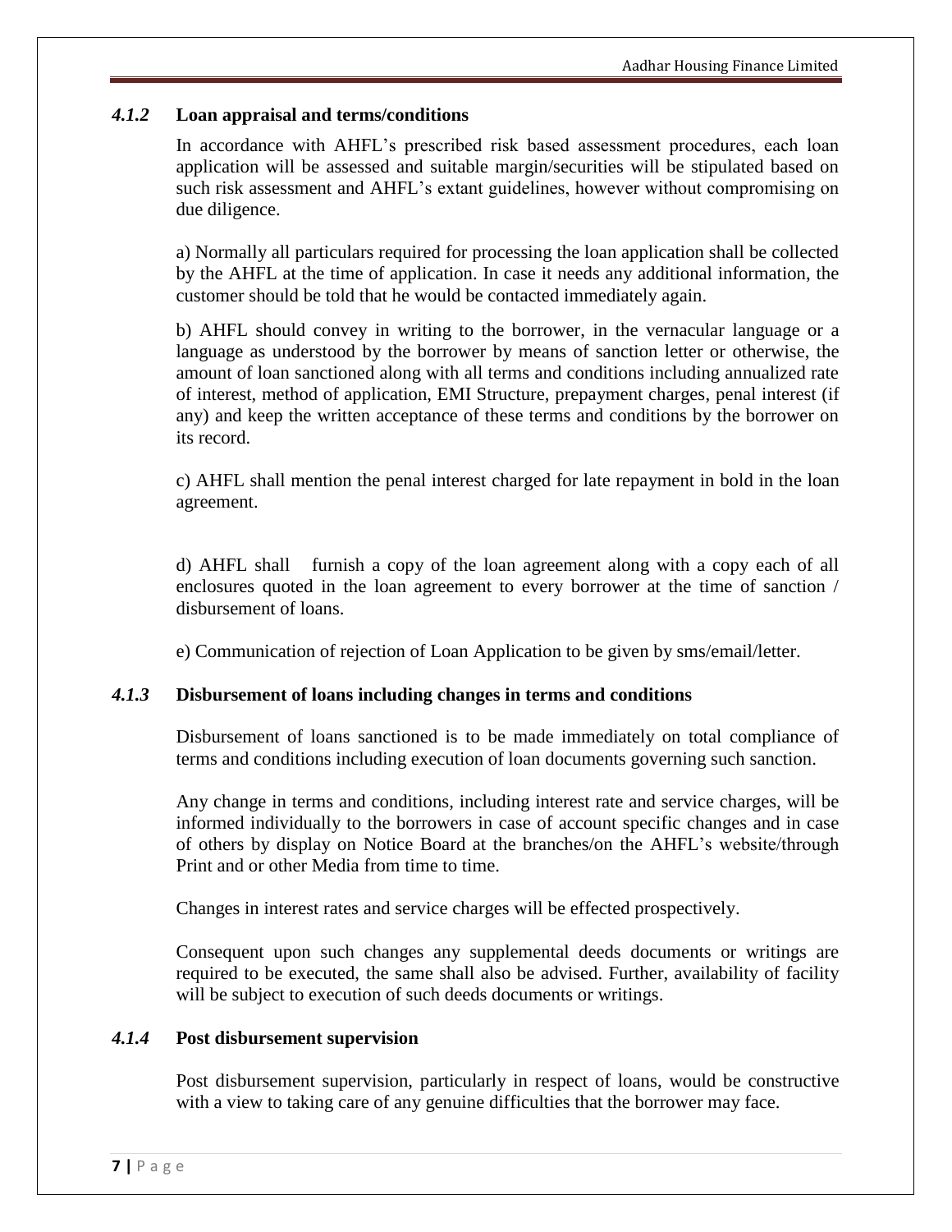### *4.1.2* Loan appraisal and terms/conditions

In accordance with AHFL's prescribed risk based assessment procedures, each loan application will be assessed and suitable margin/securities will be stipulated based on such risk assessment and AHFL's extant guidelines, however without compromising on due diligence.

a) Normally all particulars required for processing the loan application shall be collected by the AHFL at the time of application. In case it needs any additional information, the customer should be told that he would be contacted immediately again.

b) AHFL should convey in writing to the borrower, in the vernacular language or a language as understood by the borrower by means of sanction letter or otherwise, the amount of loan sanctioned along with all terms and conditions including annualized rate of interest, method of application, EMI Structure, prepayment charges, penal interest (if any) and keep the written acceptance of these terms and conditions by the borrower on its record.

c) AHFL shall mention the penal interest charged for late repayment in bold in the loan agreement.

d) AHFL shall furnish a copy of the loan agreement along with a copy each of all enclosures quoted in the loan agreement to every borrower at the time of sanction / disbursement of loans.

e) Communication of rejection of Loan Application to be given by sms/email/letter.

### *4.1.3* Disbursement of loans including changes in terms and conditions

Disbursement of loans sanctioned is to be made immediately on total compliance of terms and conditions including execution of loan documents governing such sanction.

Any change in terms and conditions, including interest rate and service charges, will be informed individually to the borrowers in case of account specific changes and in case of others by display on Notice Board at the branches/on the AHFL's website/through Print and or other Media from time to time.

Changes in interest rates and service charges will be effected prospectively.

Consequent upon such changes any supplemental deeds documents or writings are required to be executed, the same shall also be advised. Further, availability of facility will be subject to execution of such deeds documents or writings.

### *4.1.4* Post disbursement supervision

Post disbursement supervision, particularly in respect of loans, would be constructive with a view to taking care of any genuine difficulties that the borrower may face.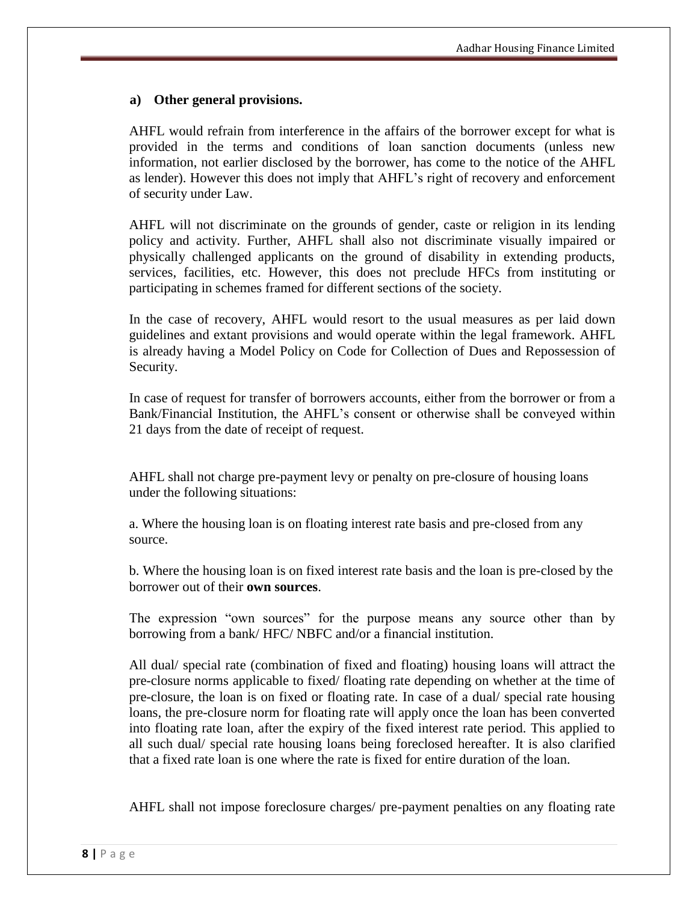### a) Other general provisions.

AHFL would refrain from interference in the affairs of the borrower except for what is provided in the terms and conditions of loan sanction documents (unless new information, not earlier disclosed by the borrower, has come to the notice of the AHFL as lender). However this does not imply that AHFL's right of recovery and enforcement of security under Law.

AHFL will not discriminate on the grounds of gender, caste or religion in its lending policy and activity. Further, AHFL shall also not discriminate visually impaired or physically challenged applicants on the ground of disability in extending products, services, facilities, etc. However, this does not preclude HFCs from instituting or participating in schemes framed for different sections of the society.

In the case of recovery, AHFL would resort to the usual measures as per laid down guidelines and extant provisions and would operate within the legal framework. AHFL is already having a Model Policy on Code for Collection of Dues and Repossession of Security.

In case of request for transfer of borrowers accounts, either from the borrower or from a Bank/Financial Institution, the AHFL's consent or otherwise shall be conveyed within 21 days from the date of receipt of request.

AHFL shall not charge pre-payment levy or penalty on pre-closure of housing loans under the following situations:

a. Where the housing loan is on floating interest rate basis and pre-closed from any source.

b. Where the housing loan is on fixed interest rate basis and the loan is pre-closed by the borrower out of their **own sources**.

The expression "own sources" for the purpose means any source other than by borrowing from a bank/ HFC/ NBFC and/or a financial institution.

All dual/ special rate (combination of fixed and floating) housing loans will attract the pre-closure norms applicable to fixed/ floating rate depending on whether at the time of pre-closure, the loan is on fixed or floating rate. In case of a dual/ special rate housing loans, the pre-closure norm for floating rate will apply once the loan has been converted into floating rate loan, after the expiry of the fixed interest rate period. This applied to all such dual/ special rate housing loans being foreclosed hereafter. It is also clarified that a fixed rate loan is one where the rate is fixed for entire duration of the loan.

AHFL shall not impose foreclosure charges/ pre-payment penalties on any floating rate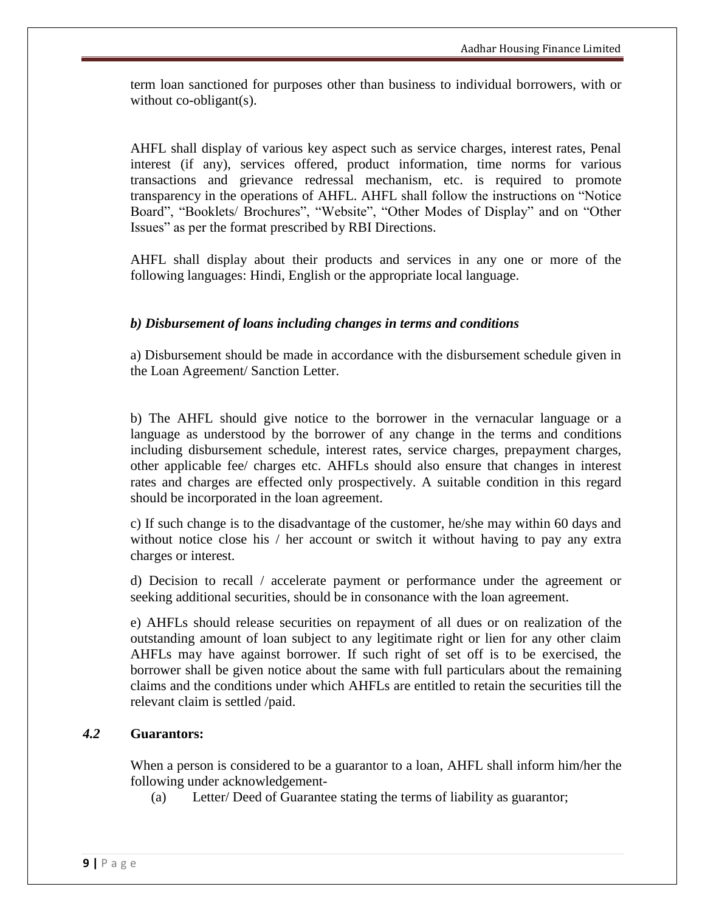term loan sanctioned for purposes other than business to individual borrowers, with or without co-obligant(s).

AHFL shall display of various key aspect such as service charges, interest rates, Penal interest (if any), services offered, product information, time norms for various transactions and grievance redressal mechanism, etc. is required to promote transparency in the operations of AHFL. AHFL shall follow the instructions on "Notice Board", "Booklets/ Brochures", "Website", "Other Modes of Display" and on "Other Issues" as per the format prescribed by RBI Directions.

AHFL shall display about their products and services in any one or more of the following languages: Hindi, English or the appropriate local language.

***b) Disbursement of loans including changes in terms and conditions***

a) Disbursement should be made in accordance with the disbursement schedule given in the Loan Agreement/ Sanction Letter.

b) The AHFL should give notice to the borrower in the vernacular language or a language as understood by the borrower of any change in the terms and conditions including disbursement schedule, interest rates, service charges, prepayment charges, other applicable fee/ charges etc. AHFLs should also ensure that changes in interest rates and charges are effected only prospectively. A suitable condition in this regard should be incorporated in the loan agreement.

c) If such change is to the disadvantage of the customer, he/she may within 60 days and without notice close his / her account or switch it without having to pay any extra charges or interest.

d) Decision to recall / accelerate payment or performance under the agreement or seeking additional securities, should be in consonance with the loan agreement.

e) AHFLs should release securities on repayment of all dues or on realization of the outstanding amount of loan subject to any legitimate right or lien for any other claim AHFLs may have against borrower. If such right of set off is to be exercised, the borrower shall be given notice about the same with full particulars about the remaining claims and the conditions under which AHFLs are entitled to retain the securities till the relevant claim is settled /paid.

### *4.2* Guarantors:

When a person is considered to be a guarantor to a loan, AHFL shall inform him/her the following under acknowledgement-

(a) Letter/ Deed of Guarantee stating the terms of liability as guarantor;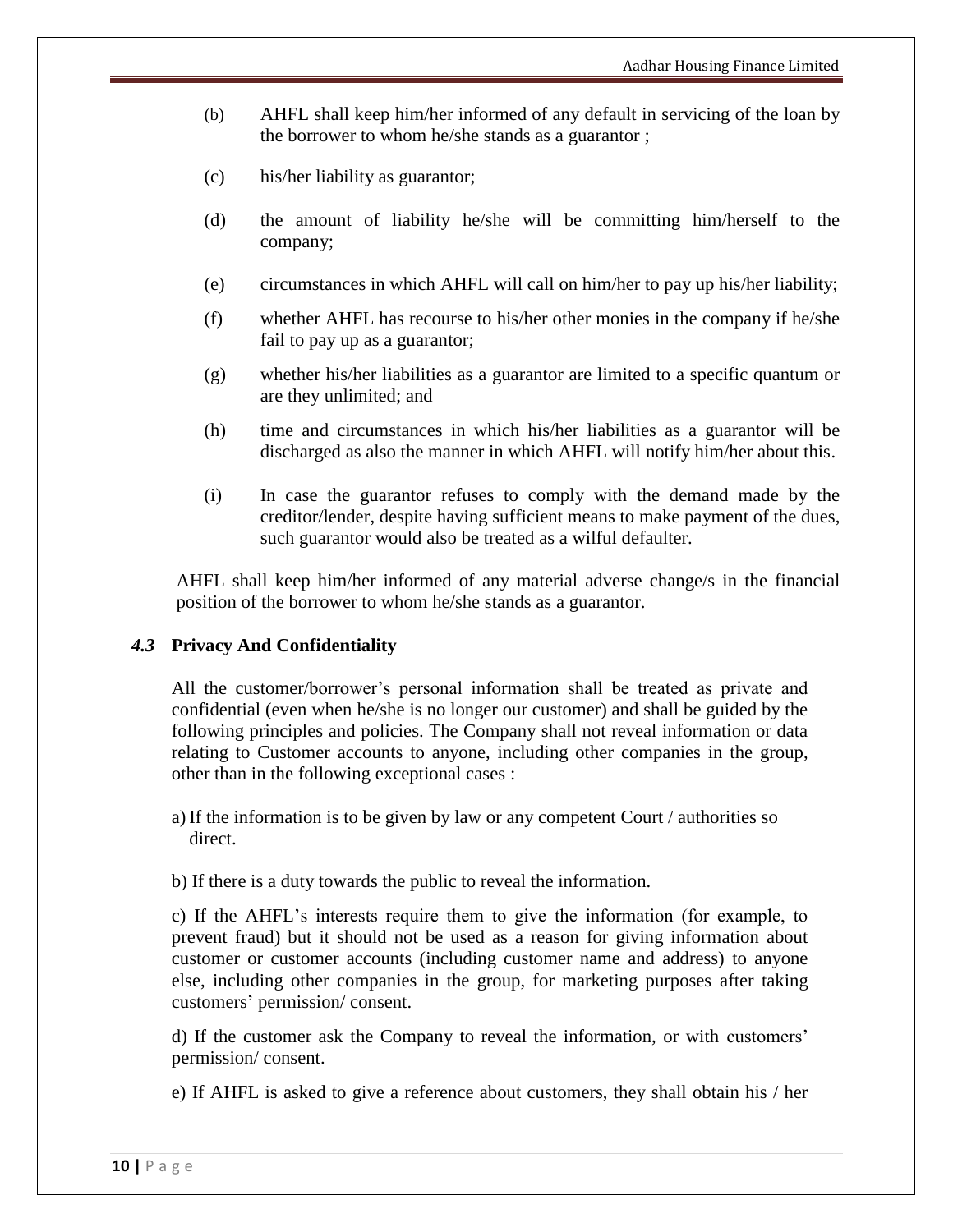(b) AHFL shall keep him/her informed of any default in servicing of the loan by the borrower to whom he/she stands as a guarantor ;

(c) his/her liability as guarantor;

(d) the amount of liability he/she will be committing him/herself to the company;

(e) circumstances in which AHFL will call on him/her to pay up his/her liability;

(f) whether AHFL has recourse to his/her other monies in the company if he/she fail to pay up as a guarantor;

(g) whether his/her liabilities as a guarantor are limited to a specific quantum or are they unlimited; and

(h) time and circumstances in which his/her liabilities as a guarantor will be discharged as also the manner in which AHFL will notify him/her about this.

(i) In case the guarantor refuses to comply with the demand made by the creditor/lender, despite having sufficient means to make payment of the dues, such guarantor would also be treated as a wilful defaulter.

AHFL shall keep him/her informed of any material adverse change/s in the financial position of the borrower to whom he/she stands as a guarantor.

### *4.3* Privacy And Confidentiality

All the customer/borrower's personal information shall be treated as private and confidential (even when he/she is no longer our customer) and shall be guided by the following principles and policies. The Company shall not reveal information or data relating to Customer accounts to anyone, including other companies in the group, other than in the following exceptional cases :

a) If the information is to be given by law or any competent Court / authorities so direct.

b) If there is a duty towards the public to reveal the information.

c) If the AHFL's interests require them to give the information (for example, to prevent fraud) but it should not be used as a reason for giving information about customer or customer accounts (including customer name and address) to anyone else, including other companies in the group, for marketing purposes after taking customers' permission/ consent.

d) If the customer ask the Company to reveal the information, or with customers' permission/ consent.

e) If AHFL is asked to give a reference about customers, they shall obtain his / her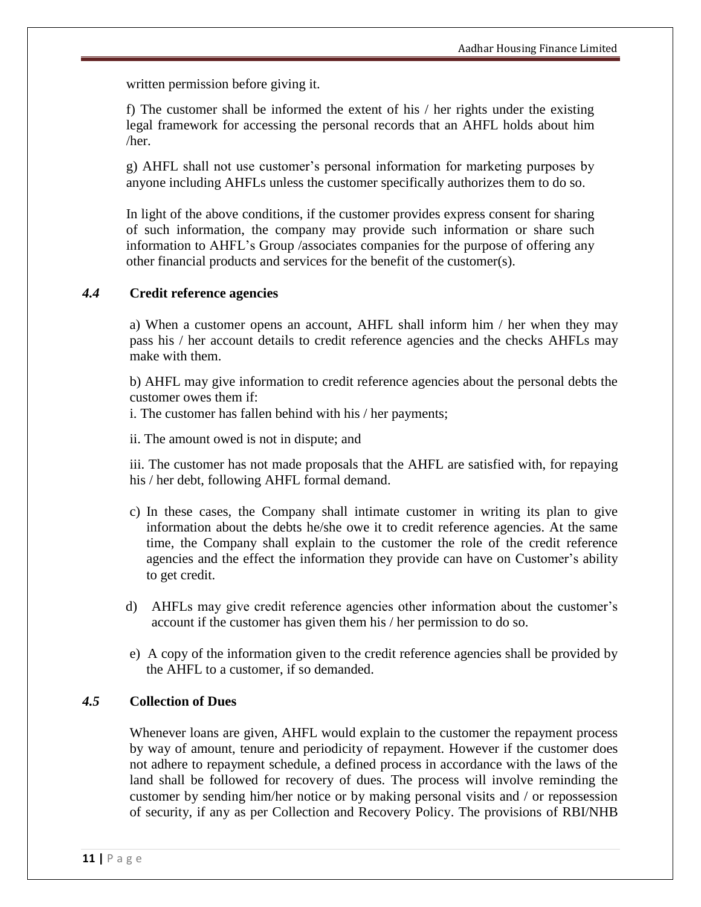written permission before giving it.

f) The customer shall be informed the extent of his / her rights under the existing legal framework for accessing the personal records that an AHFL holds about him /her.

g) AHFL shall not use customer's personal information for marketing purposes by anyone including AHFLs unless the customer specifically authorizes them to do so.

In light of the above conditions, if the customer provides express consent for sharing of such information, the company may provide such information or share such information to AHFL's Group /associates companies for the purpose of offering any other financial products and services for the benefit of the customer(s).

### *4.4* Credit reference agencies

a) When a customer opens an account, AHFL shall inform him / her when they may pass his / her account details to credit reference agencies and the checks AHFLs may make with them.

b) AHFL may give information to credit reference agencies about the personal debts the customer owes them if:

i. The customer has fallen behind with his / her payments;

ii. The amount owed is not in dispute; and

iii. The customer has not made proposals that the AHFL are satisfied with, for repaying his / her debt, following AHFL formal demand.

c) In these cases, the Company shall intimate customer in writing its plan to give information about the debts he/she owe it to credit reference agencies. At the same time, the Company shall explain to the customer the role of the credit reference agencies and the effect the information they provide can have on Customer's ability to get credit.

d) AHFLs may give credit reference agencies other information about the customer's account if the customer has given them his / her permission to do so.

e) A copy of the information given to the credit reference agencies shall be provided by the AHFL to a customer, if so demanded.

### *4.5* Collection of Dues

Whenever loans are given, AHFL would explain to the customer the repayment process by way of amount, tenure and periodicity of repayment. However if the customer does not adhere to repayment schedule, a defined process in accordance with the laws of the land shall be followed for recovery of dues. The process will involve reminding the customer by sending him/her notice or by making personal visits and / or repossession of security, if any as per Collection and Recovery Policy. The provisions of RBI/NHB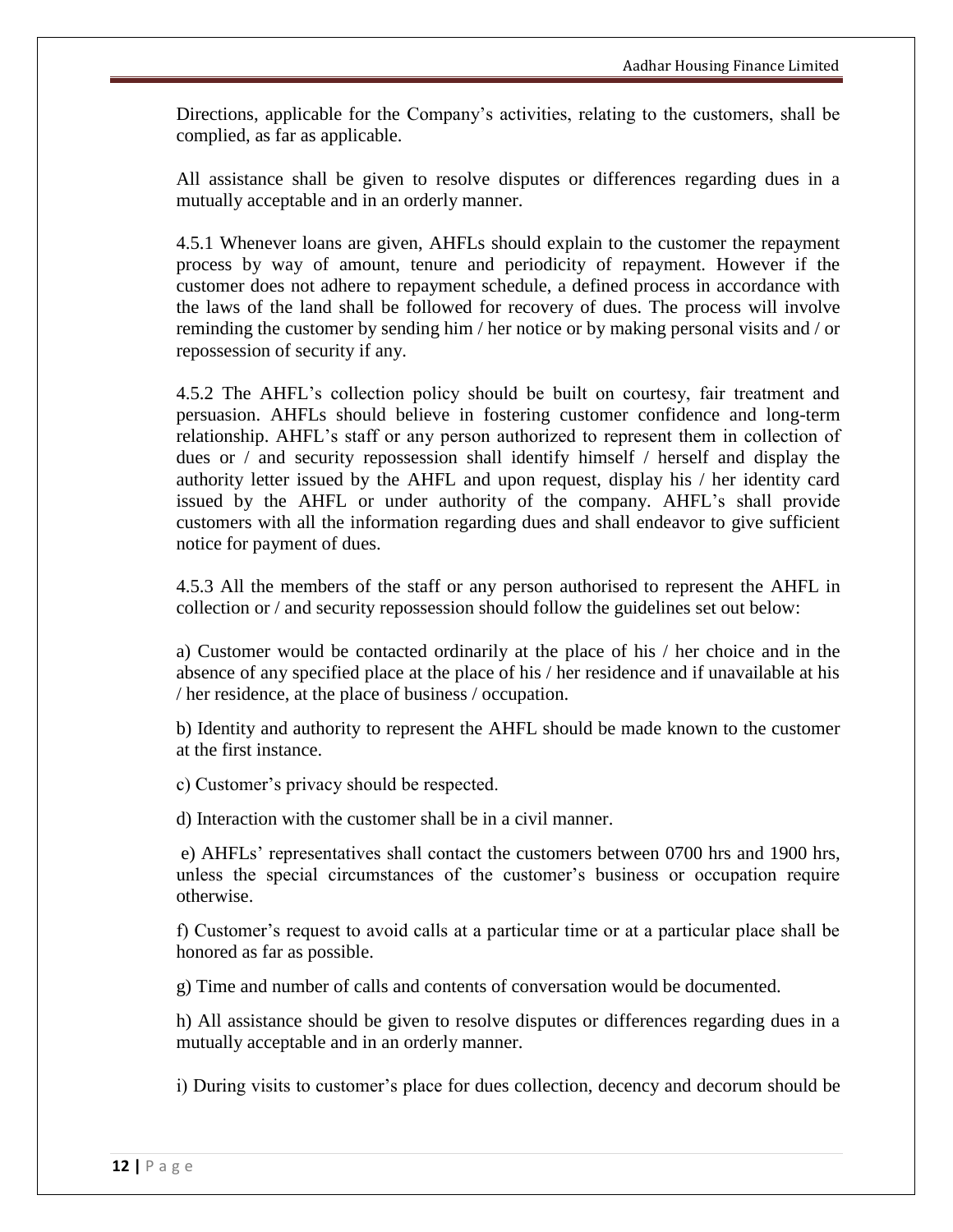Directions, applicable for the Company's activities, relating to the customers, shall be complied, as far as applicable.

All assistance shall be given to resolve disputes or differences regarding dues in a mutually acceptable and in an orderly manner.

4.5.1 Whenever loans are given, AHFLs should explain to the customer the repayment process by way of amount, tenure and periodicity of repayment. However if the customer does not adhere to repayment schedule, a defined process in accordance with the laws of the land shall be followed for recovery of dues. The process will involve reminding the customer by sending him / her notice or by making personal visits and / or repossession of security if any.

4.5.2 The AHFL's collection policy should be built on courtesy, fair treatment and persuasion. AHFLs should believe in fostering customer confidence and long-term relationship. AHFL's staff or any person authorized to represent them in collection of dues or / and security repossession shall identify himself / herself and display the authority letter issued by the AHFL and upon request, display his / her identity card issued by the AHFL or under authority of the company. AHFL's shall provide customers with all the information regarding dues and shall endeavor to give sufficient notice for payment of dues.

4.5.3 All the members of the staff or any person authorised to represent the AHFL in collection or / and security repossession should follow the guidelines set out below:

a) Customer would be contacted ordinarily at the place of his / her choice and in the absence of any specified place at the place of his / her residence and if unavailable at his / her residence, at the place of business / occupation.

b) Identity and authority to represent the AHFL should be made known to the customer at the first instance.

c) Customer's privacy should be respected.

d) Interaction with the customer shall be in a civil manner.

e) AHFLs' representatives shall contact the customers between 0700 hrs and 1900 hrs, unless the special circumstances of the customer's business or occupation require otherwise.

f) Customer's request to avoid calls at a particular time or at a particular place shall be honored as far as possible.

g) Time and number of calls and contents of conversation would be documented.

h) All assistance should be given to resolve disputes or differences regarding dues in a mutually acceptable and in an orderly manner.

i) During visits to customer's place for dues collection, decency and decorum should be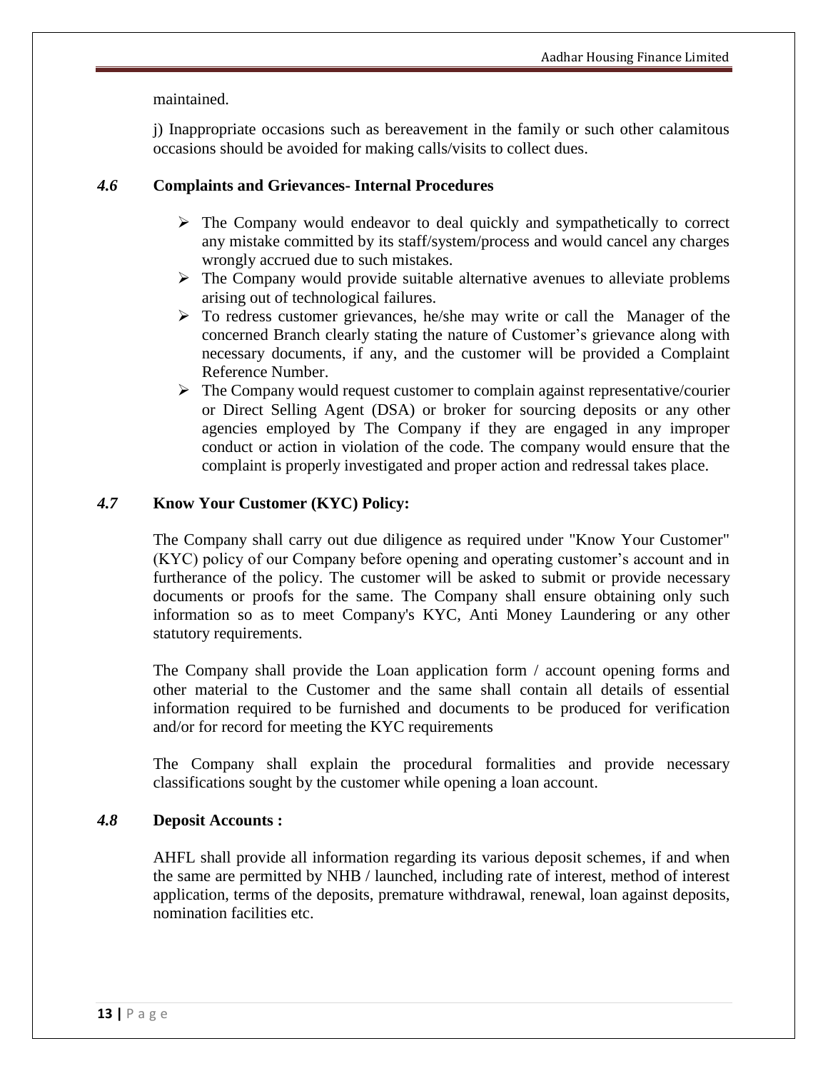maintained.

j) Inappropriate occasions such as bereavement in the family or such other calamitous occasions should be avoided for making calls/visits to collect dues.

### *4.6* Complaints and Grievances- Internal Procedures

- The Company would endeavor to deal quickly and sympathetically to correct any mistake committed by its staff/system/process and would cancel any charges wrongly accrued due to such mistakes.
- The Company would provide suitable alternative avenues to alleviate problems arising out of technological failures.
- To redress customer grievances, he/she may write or call the Manager of the concerned Branch clearly stating the nature of Customer's grievance along with necessary documents, if any, and the customer will be provided a Complaint Reference Number.
- The Company would request customer to complain against representative/courier or Direct Selling Agent (DSA) or broker for sourcing deposits or any other agencies employed by The Company if they are engaged in any improper conduct or action in violation of the code. The company would ensure that the complaint is properly investigated and proper action and redressal takes place.

### *4.7* Know Your Customer (KYC) Policy:

The Company shall carry out due diligence as required under "Know Your Customer" (KYC) policy of our Company before opening and operating customer's account and in furtherance of the policy. The customer will be asked to submit or provide necessary documents or proofs for the same. The Company shall ensure obtaining only such information so as to meet Company's KYC, Anti Money Laundering or any other statutory requirements.

The Company shall provide the Loan application form / account opening forms and other material to the Customer and the same shall contain all details of essential information required to be furnished and documents to be produced for verification and/or for record for meeting the KYC requirements

The Company shall explain the procedural formalities and provide necessary classifications sought by the customer while opening a loan account.

### *4.8* Deposit Accounts :

AHFL shall provide all information regarding its various deposit schemes, if and when the same are permitted by NHB / launched, including rate of interest, method of interest application, terms of the deposits, premature withdrawal, renewal, loan against deposits, nomination facilities etc.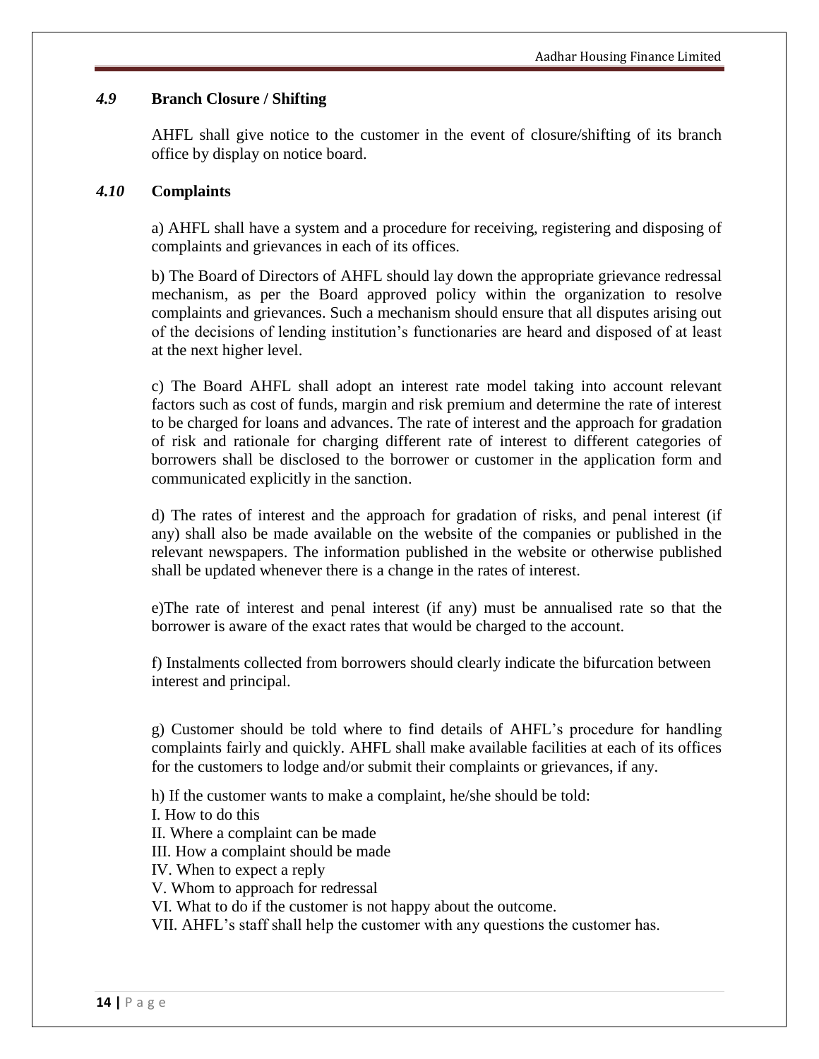### *4.9* Branch Closure / Shifting

AHFL shall give notice to the customer in the event of closure/shifting of its branch office by display on notice board.

### *4.10* Complaints

a) AHFL shall have a system and a procedure for receiving, registering and disposing of complaints and grievances in each of its offices.

b) The Board of Directors of AHFL should lay down the appropriate grievance redressal mechanism, as per the Board approved policy within the organization to resolve complaints and grievances. Such a mechanism should ensure that all disputes arising out of the decisions of lending institution's functionaries are heard and disposed of at least at the next higher level.

c) The Board AHFL shall adopt an interest rate model taking into account relevant factors such as cost of funds, margin and risk premium and determine the rate of interest to be charged for loans and advances. The rate of interest and the approach for gradation of risk and rationale for charging different rate of interest to different categories of borrowers shall be disclosed to the borrower or customer in the application form and communicated explicitly in the sanction.

d) The rates of interest and the approach for gradation of risks, and penal interest (if any) shall also be made available on the website of the companies or published in the relevant newspapers. The information published in the website or otherwise published shall be updated whenever there is a change in the rates of interest.

e)The rate of interest and penal interest (if any) must be annualised rate so that the borrower is aware of the exact rates that would be charged to the account.

f) Instalments collected from borrowers should clearly indicate the bifurcation between interest and principal.

g) Customer should be told where to find details of AHFL's procedure for handling complaints fairly and quickly. AHFL shall make available facilities at each of its offices for the customers to lodge and/or submit their complaints or grievances, if any.

h) If the customer wants to make a complaint, he/she should be told:

I. How to do this
II. Where a complaint can be made
III. How a complaint should be made
IV. When to expect a reply
V. Whom to approach for redressal
VI. What to do if the customer is not happy about the outcome.
VII. AHFL's staff shall help the customer with any questions the customer has.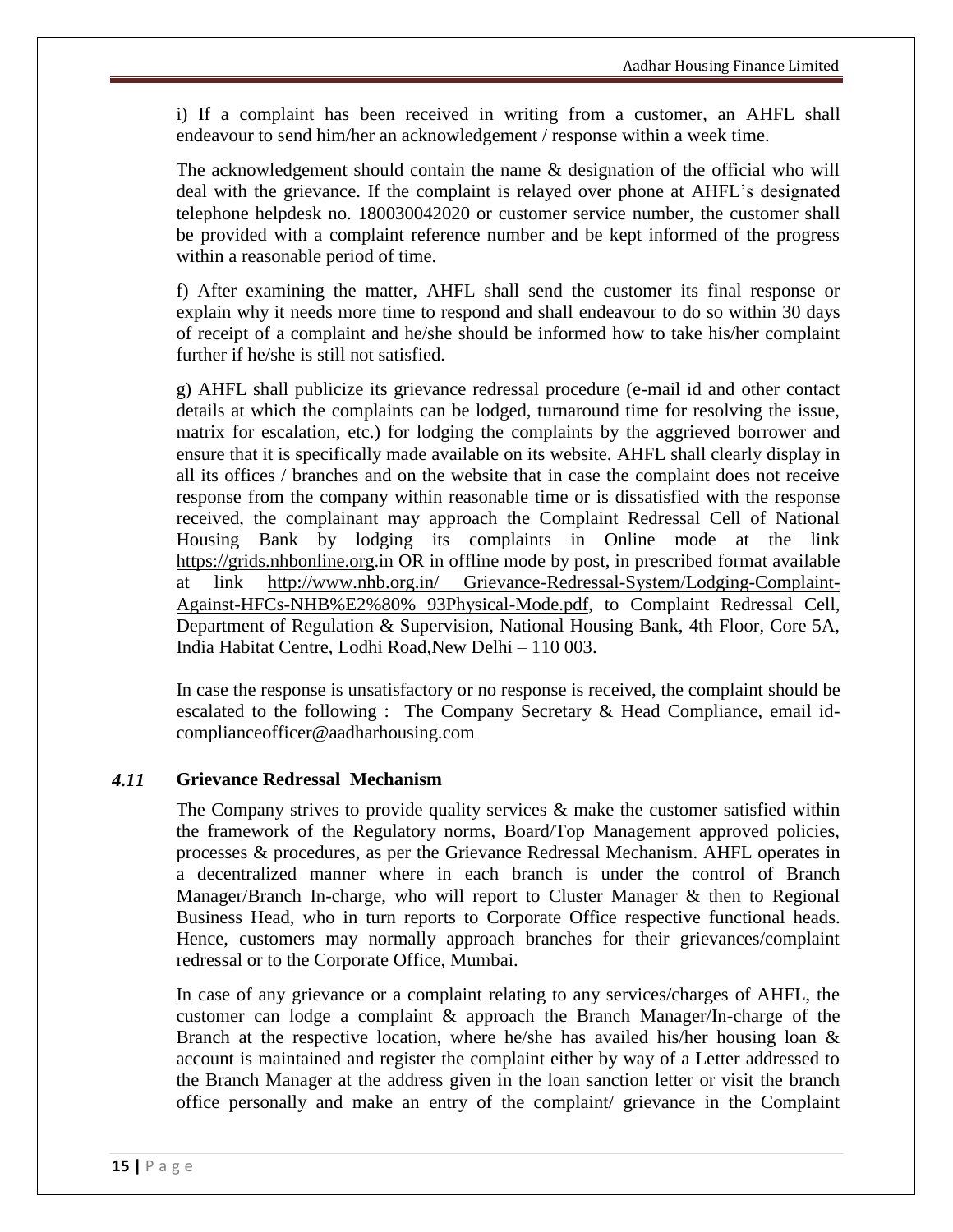i) If a complaint has been received in writing from a customer, an AHFL shall endeavour to send him/her an acknowledgement / response within a week time.

The acknowledgement should contain the name & designation of the official who will deal with the grievance. If the complaint is relayed over phone at AHFL's designated telephone helpdesk no. 180030042020 or customer service number, the customer shall be provided with a complaint reference number and be kept informed of the progress within a reasonable period of time.

f) After examining the matter, AHFL shall send the customer its final response or explain why it needs more time to respond and shall endeavour to do so within 30 days of receipt of a complaint and he/she should be informed how to take his/her complaint further if he/she is still not satisfied.

g) AHFL shall publicize its grievance redressal procedure (e-mail id and other contact details at which the complaints can be lodged, turnaround time for resolving the issue, matrix for escalation, etc.) for lodging the complaints by the aggrieved borrower and ensure that it is specifically made available on its website. AHFL shall clearly display in all its offices / branches and on the website that in case the complaint does not receive response from the company within reasonable time or is dissatisfied with the response received, the complainant may approach the Complaint Redressal Cell of National Housing Bank by lodging its complaints in Online mode at the link https://grids.nhbonline.org.in OR in offline mode by post, in prescribed format available at link http://www.nhb.org.in/ Grievance-Redressal-System/Lodging-Complaint-Against-HFCs-NHB%E2%80% 93Physical-Mode.pdf, to Complaint Redressal Cell, Department of Regulation & Supervision, National Housing Bank, 4th Floor, Core 5A, India Habitat Centre, Lodhi Road,New Delhi – 110 003.

In case the response is unsatisfactory or no response is received, the complaint should be escalated to the following : The Company Secretary & Head Compliance, email id-complianceofficer@aadharhousing.com

### *4.11* Grievance Redressal Mechanism

The Company strives to provide quality services & make the customer satisfied within the framework of the Regulatory norms, Board/Top Management approved policies, processes & procedures, as per the Grievance Redressal Mechanism. AHFL operates in a decentralized manner where in each branch is under the control of Branch Manager/Branch In-charge, who will report to Cluster Manager & then to Regional Business Head, who in turn reports to Corporate Office respective functional heads. Hence, customers may normally approach branches for their grievances/complaint redressal or to the Corporate Office, Mumbai.

In case of any grievance or a complaint relating to any services/charges of AHFL, the customer can lodge a complaint & approach the Branch Manager/In-charge of the Branch at the respective location, where he/she has availed his/her housing loan & account is maintained and register the complaint either by way of a Letter addressed to the Branch Manager at the address given in the loan sanction letter or visit the branch office personally and make an entry of the complaint/ grievance in the Complaint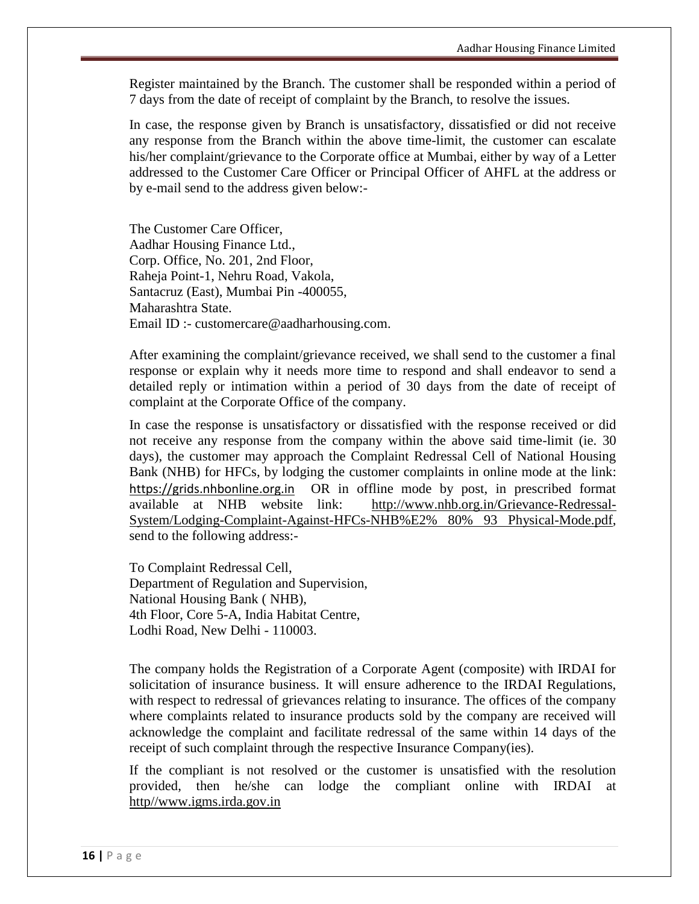Register maintained by the Branch. The customer shall be responded within a period of 7 days from the date of receipt of complaint by the Branch, to resolve the issues.

In case, the response given by Branch is unsatisfactory, dissatisfied or did not receive any response from the Branch within the above time-limit, the customer can escalate his/her complaint/grievance to the Corporate office at Mumbai, either by way of a Letter addressed to the Customer Care Officer or Principal Officer of AHFL at the address or by e-mail send to the address given below:-

The Customer Care Officer,  
Aadhar Housing Finance Ltd.,  
Corp. Office, No. 201, 2nd Floor,  
Raheja Point-1, Nehru Road, Vakola,  
Santacruz (East), Mumbai Pin -400055,  
Maharashtra State.  
Email ID :- customercare@aadharhousing.com.

After examining the complaint/grievance received, we shall send to the customer a final response or explain why it needs more time to respond and shall endeavor to send a detailed reply or intimation within a period of 30 days from the date of receipt of complaint at the Corporate Office of the company.

In case the response is unsatisfactory or dissatisfied with the response received or did not receive any response from the company within the above said time-limit (ie. 30 days), the customer may approach the Complaint Redressal Cell of National Housing Bank (NHB) for HFCs, by lodging the customer complaints in online mode at the link: https://grids.nhbonline.org.in OR in offline mode by post, in prescribed format available at NHB website link: http://www.nhb.org.in/Grievance-Redressal-System/Lodging-Complaint-Against-HFCs-NHB%E2% 80% 93 Physical-Mode.pdf, send to the following address:-

To Complaint Redressal Cell,  
Department of Regulation and Supervision,  
National Housing Bank ( NHB),  
4th Floor, Core 5-A, India Habitat Centre,  
Lodhi Road, New Delhi - 110003.

The company holds the Registration of a Corporate Agent (composite) with IRDAI for solicitation of insurance business. It will ensure adherence to the IRDAI Regulations, with respect to redressal of grievances relating to insurance. The offices of the company where complaints related to insurance products sold by the company are received will acknowledge the complaint and facilitate redressal of the same within 14 days of the receipt of such complaint through the respective Insurance Company(ies).

If the compliant is not resolved or the customer is unsatisfied with the resolution provided, then he/she can lodge the compliant online with IRDAI at http//www.igms.irda.gov.in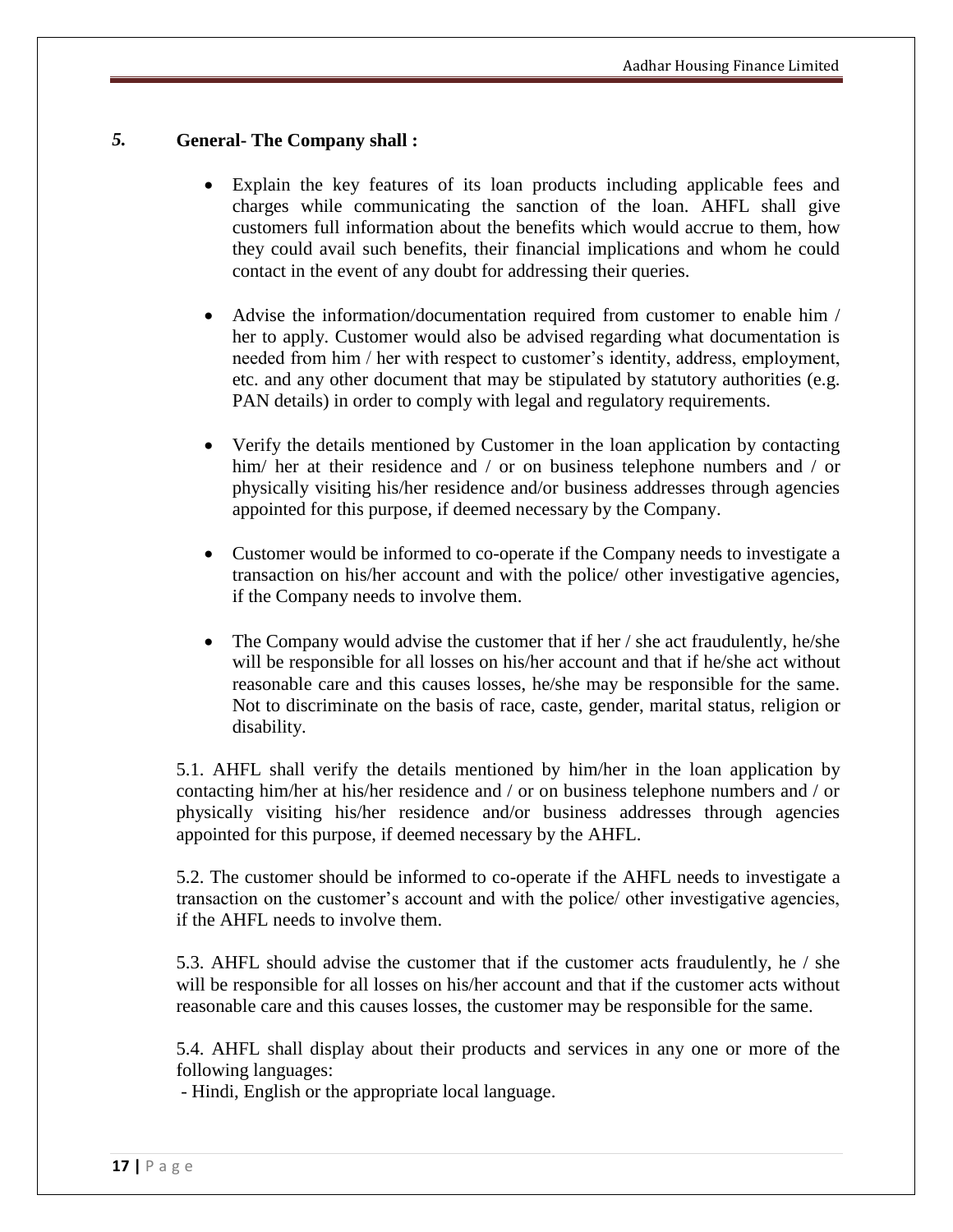## *5.* General- The Company shall :

- Explain the key features of its loan products including applicable fees and charges while communicating the sanction of the loan. AHFL shall give customers full information about the benefits which would accrue to them, how they could avail such benefits, their financial implications and whom he could contact in the event of any doubt for addressing their queries.

- Advise the information/documentation required from customer to enable him / her to apply. Customer would also be advised regarding what documentation is needed from him / her with respect to customer's identity, address, employment, etc. and any other document that may be stipulated by statutory authorities (e.g. PAN details) in order to comply with legal and regulatory requirements.

- Verify the details mentioned by Customer in the loan application by contacting him/ her at their residence and / or on business telephone numbers and / or physically visiting his/her residence and/or business addresses through agencies appointed for this purpose, if deemed necessary by the Company.

- Customer would be informed to co-operate if the Company needs to investigate a transaction on his/her account and with the police/ other investigative agencies, if the Company needs to involve them.

- The Company would advise the customer that if her / she act fraudulently, he/she will be responsible for all losses on his/her account and that if he/she act without reasonable care and this causes losses, he/she may be responsible for the same. Not to discriminate on the basis of race, caste, gender, marital status, religion or disability.

5.1. AHFL shall verify the details mentioned by him/her in the loan application by contacting him/her at his/her residence and / or on business telephone numbers and / or physically visiting his/her residence and/or business addresses through agencies appointed for this purpose, if deemed necessary by the AHFL.

5.2. The customer should be informed to co-operate if the AHFL needs to investigate a transaction on the customer's account and with the police/ other investigative agencies, if the AHFL needs to involve them.

5.3. AHFL should advise the customer that if the customer acts fraudulently, he / she will be responsible for all losses on his/her account and that if the customer acts without reasonable care and this causes losses, the customer may be responsible for the same.

5.4. AHFL shall display about their products and services in any one or more of the following languages:

- Hindi, English or the appropriate local language.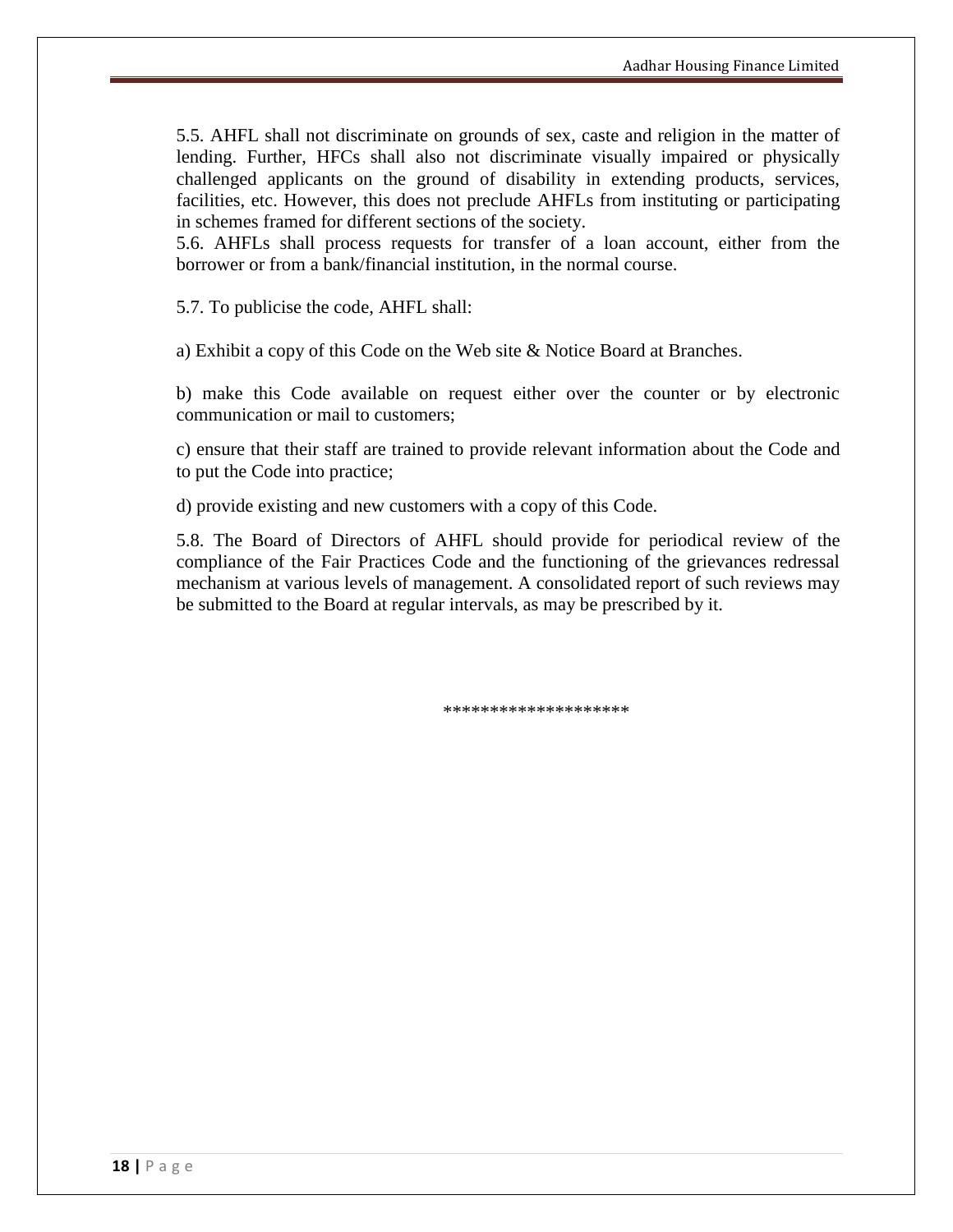5.5. AHFL shall not discriminate on grounds of sex, caste and religion in the matter of lending. Further, HFCs shall also not discriminate visually impaired or physically challenged applicants on the ground of disability in extending products, services, facilities, etc. However, this does not preclude AHFLs from instituting or participating in schemes framed for different sections of the society.

5.6. AHFLs shall process requests for transfer of a loan account, either from the borrower or from a bank/financial institution, in the normal course.

5.7. To publicise the code, AHFL shall:

a) Exhibit a copy of this Code on the Web site & Notice Board at Branches.

b) make this Code available on request either over the counter or by electronic communication or mail to customers;

c) ensure that their staff are trained to provide relevant information about the Code and to put the Code into practice;

d) provide existing and new customers with a copy of this Code.

5.8. The Board of Directors of AHFL should provide for periodical review of the compliance of the Fair Practices Code and the functioning of the grievances redressal mechanism at various levels of management. A consolidated report of such reviews may be submitted to the Board at regular intervals, as may be prescribed by it.

********************